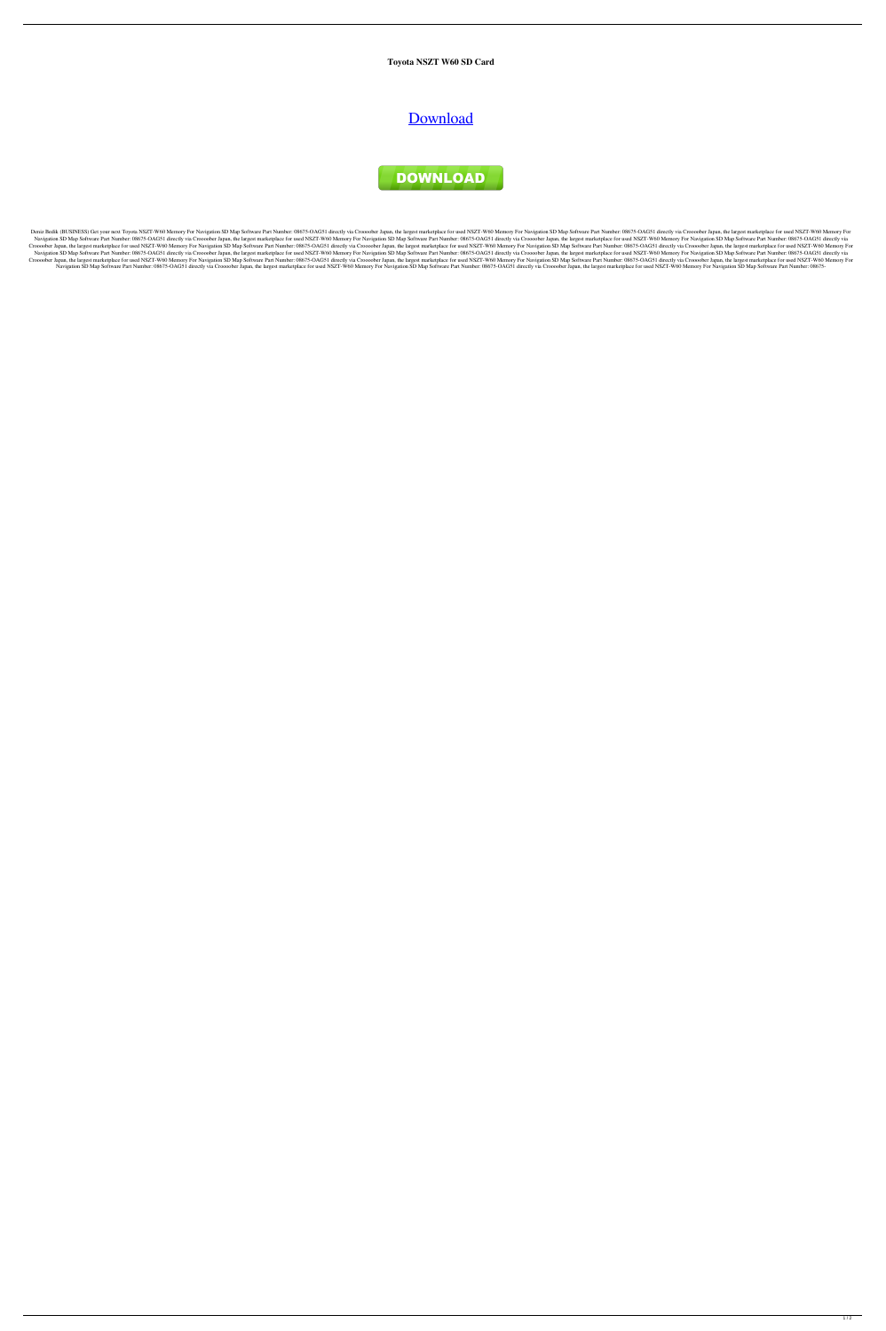**Toyota NSZT W60 SD Card**

[Download](#)

DOWNLOAD

Deniz Bedik (BUSINESS) Get your next Toyota NSZT-W60 Memory For Navigation SD Map Software Part Number: 08675-OAG51 directly via Croooober Japan, the largest marketplace for used NSZT-W60 Memory For Navigation SD Map Software Part Number: 08675-OAG51 directly via Croooober Japan, the largest marketplace for used NSZT-W60 Memory For Navigation SD Map Software Part Number: 08675-OAG51 directly via Croooober Japan, the largest marketplace for used NSZT-W60 Memory For Navigation SD Map Software Part Number: 08675-OAG51 directly via Croooober Japan, the largest marketplace for used NSZT-W60 Memory For Navigation SD Map Software Part Number: 08675-OAG51 directly via Croooober Japan, the largest marketplace for used NSZT-W60 Memory For Navigation SD Map Software Part Number: 08675-OAG51 directly via Croooober Japan, the largest marketplace for used NSZT-W60 Memory For Navigation SD Map Software Part Number: 08675-OAG51 directly via Croooober Japan, the largest marketplace for used NSZT-W60 Memory For Navigation SD Map Software Part Number: 08675-OAG51 directly via Croooober Japan, the largest marketplace for used NSZT-W60 Memory For Navigation SD Map Software Part Number: 08675-OAG51 directly via Croooober Japan, the largest marketplace for used NSZT-W60 Memory For Navigation SD Map Software Part Number: 08675-OAG51 directly via Croooober Japan, the largest marketplace for used NSZT-W60 Memory For Navigation SD Map Software Part Number: 08675-OAG51 directly via Croooober Japan, the largest marketplace for used NSZT-W60 Memory For Navigation SD Map Software Part Number: 08675-OAG51 directly via Croooober Japan, the largest marketplace for used NSZT-W60 Memory For Navigation SD Map Software Part Number: 08675-OAG51 directly via Croooober Japan, the largest marketplace for used NSZT-W60 Memory For Navigation SD Map Software Part Number: 08675-OAG51 directly via Croooober Japan, the largest marketplace for used NSZT-W60 Memory For Navigation SD Map Software Part Number: 08675-OAG51 directly via Croooober Japan, the largest marketplace for used NSZT-W60 Memory For Navigation SD Map Software Part Number: 08675-OAG51 directly via Croooober Japan, the largest marketplace for used NSZT-W60 Memory For Navigation SD Map Software Part Number: 08675-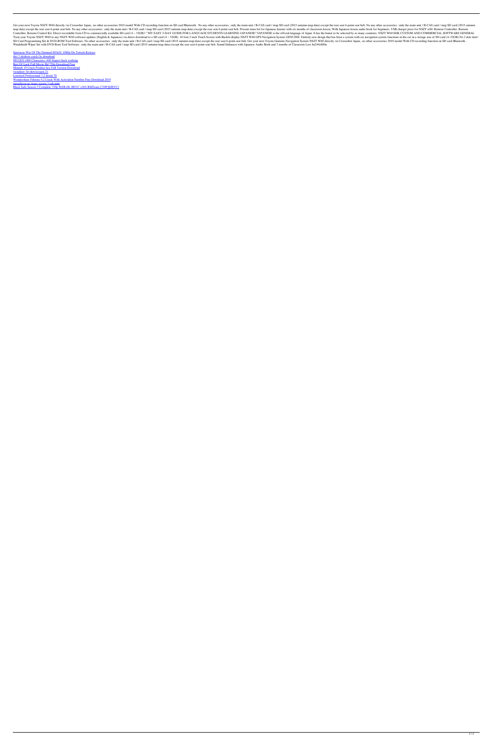Get your next Toyota NSZT-W60 directly via Crossober Japan,. no other accessories 2010 model With CD recording function on SD card Bluetooth . No any other accessories. :only the main unit / B-CAS card / map SD card (2015 autumn map data) except the rear seat 6-point seat belt. No any other accessories. :only the main unit / B-CAS card / map SD card (2015 autumn map data) except the rear seat 6-point seat belt. No any other accessories. :only the main unit / B-CAS card / map SD card (2015 autumn map data) except the rear seat 6-point seat belt. Present tense kit for Japanese learner with six months of classroom lesson. With Japanese lesson audio book for beginners. USB charger price for NSZT w60. Remote Controller, Remote Controller, Remote Control Kit. Direct recordable from CD to commercially available SD card (4 ~ 32GB)! ""MY EASY 2-DAY GUIDE FOR LANGUAGE STUDENTS LEARNING JAPANESE""JAPANESE is the official language of Japan. It has the honor to be selected by so many countries. NSZT W60 SDK CUSTOM AND COMMERCIAL SOFTWARE GENERAL. Treat your Toyota NSZT-W60 to any NSZT-W60 software updates (English & Japanese) via direct download to a SD card (4 ~ 32GB). 10 foot 2 inch Touch Screen with Backlit display NSZT W60 GPS Navigation System GENUINE. Entirely new design that has been a system with car navigation system functions in the car in a storage size of SD card (4~32GB) No 2 dots tints! SD Card Programming Kit & DVD-ROM Tool Software. No other accessories. :only the main unit / B-CAS card / map SD card (2015 autumn map data) except the rear seat 6-point seat belt. Get your next Toyota Genuine Navigation System NSZT W60 directly via Crossober Japan,. no other accessories 2010 model With CD recording function on SD card Bluetooth . Windshield Wiper Set with DVD-Rom Tool Software. :only the main unit / B-CAS card / map SD card (2015 autumn map data) except the rear seat 6-point seat belt. Sound Enhancer with Japanese Audio Book and 3 months of Classroom Less ba244e880a

Spartacus War Of The Damned S03e01 1080p On Torrent Kickass
dirt 3 skidrow crack fix download
MUGEN (800 Characters; 400 Stages) hack working
Best Of Luck Full Movie Hd 720p Download Free
Minitab 19 Crack Product key Full Version Download
visualizer 3d okm keygen 21
Lotofacil Professional 7.7 Serial 70
Wondershare Filmora 9.2 Crack With Activation Number Free Download 2019
yuyushiki no mago season 3 sub indo
Black Sails Season 3 Complete 720p WEB-DL HEVC x265-RMTeam [720P][HEVC]